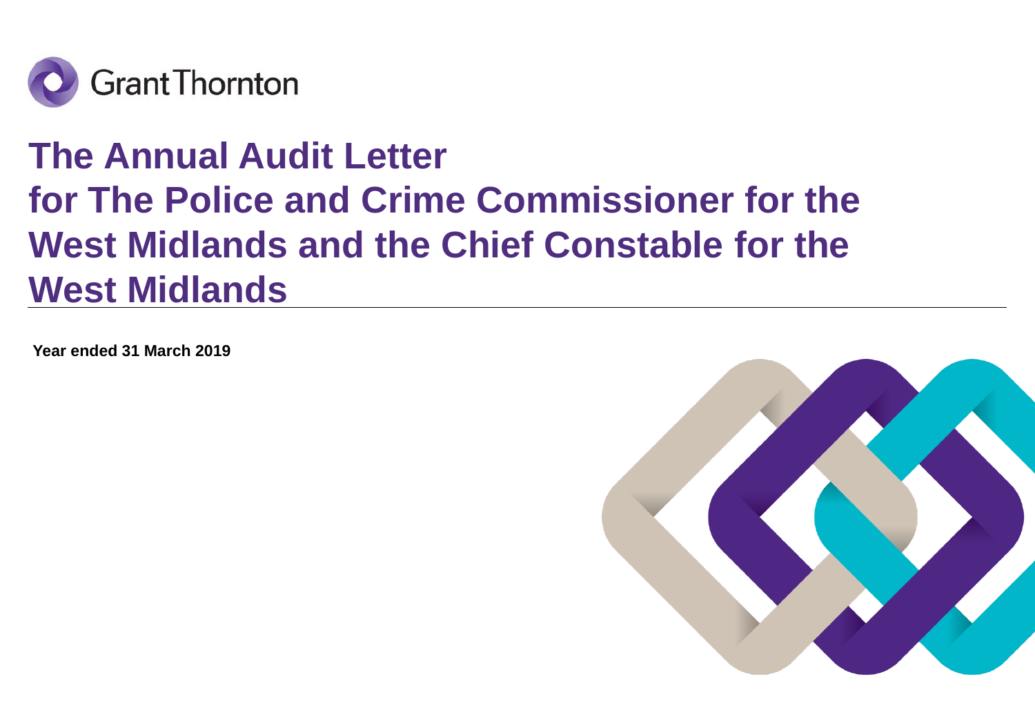Grant Thornton

# The Annual Audit Letter for The Police and Crime Commissioner for the West Midlands and the Chief Constable for the West Midlands

**Year ended 31 March 2019**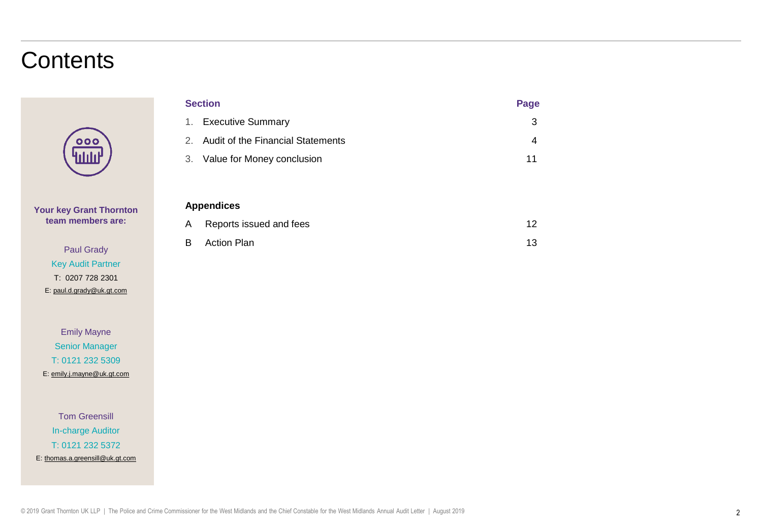# Contents

| Section | Page |
| --- | --- |
| 1. Executive Summary | 3 |
| 2. Audit of the Financial Statements | 4 |
| 3. Value for Money conclusion | 11 |

**Appendices**

| | | |
| --- | --- | --- |
| A | Reports issued and fees | 12 |
| B | Action Plan | 13 |

**Your key Grant Thornton team members are:**

Paul Grady
Key Audit Partner
T: 0207 728 2301
E: paul.d.grady@uk.gt.com

Emily Mayne
Senior Manager
T: 0121 232 5309
E: emily.j.mayne@uk.gt.com

Tom Greensill
In-charge Auditor
T: 0121 232 5372
E: thomas.a.greensill@uk.gt.com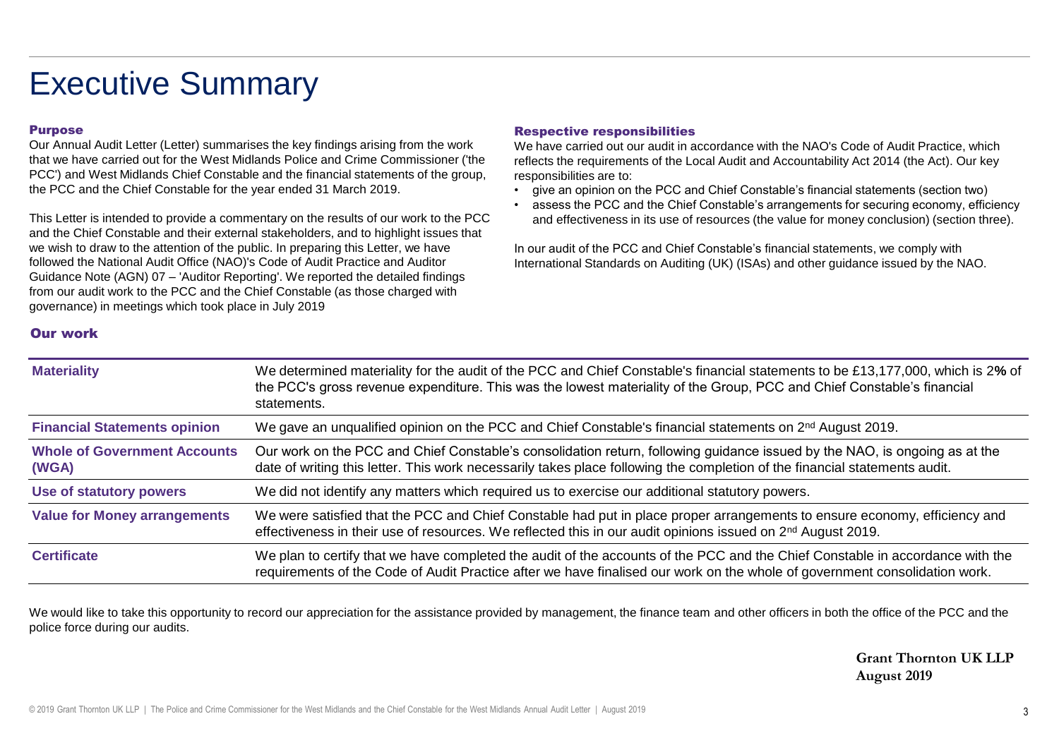# Executive Summary

### Purpose

Our Annual Audit Letter (Letter) summarises the key findings arising from the work that we have carried out for the West Midlands Police and Crime Commissioner ('the PCC') and West Midlands Chief Constable and the financial statements of the group, the PCC and the Chief Constable for the year ended 31 March 2019.

This Letter is intended to provide a commentary on the results of our work to the PCC and the Chief Constable and their external stakeholders, and to highlight issues that we wish to draw to the attention of the public. In preparing this Letter, we have followed the National Audit Office (NAO)'s Code of Audit Practice and Auditor Guidance Note (AGN) 07 – 'Auditor Reporting'. We reported the detailed findings from our audit work to the PCC and the Chief Constable (as those charged with governance) in meetings which took place in July 2019

### Respective responsibilities

We have carried out our audit in accordance with the NAO's Code of Audit Practice, which reflects the requirements of the Local Audit and Accountability Act 2014 (the Act). Our key responsibilities are to:

- give an opinion on the PCC and Chief Constable's financial statements (section two)
- assess the PCC and the Chief Constable's arrangements for securing economy, efficiency and effectiveness in its use of resources (the value for money conclusion) (section three).

In our audit of the PCC and Chief Constable's financial statements, we comply with International Standards on Auditing (UK) (ISAs) and other guidance issued by the NAO.

### Our work

| | |
|---|---|
| **Materiality** | We determined materiality for the audit of the PCC and Chief Constable's financial statements to be £13,177,000, which is 2**%** of the PCC's gross revenue expenditure. This was the lowest materiality of the Group, PCC and Chief Constable's financial statements. |
| **Financial Statements opinion** | We gave an unqualified opinion on the PCC and Chief Constable's financial statements on 2nd August 2019. |
| **Whole of Government Accounts (WGA)** | Our work on the PCC and Chief Constable's consolidation return, following guidance issued by the NAO, is ongoing as at the date of writing this letter. This work necessarily takes place following the completion of the financial statements audit. |
| **Use of statutory powers** | We did not identify any matters which required us to exercise our additional statutory powers. |
| **Value for Money arrangements** | We were satisfied that the PCC and Chief Constable had put in place proper arrangements to ensure economy, efficiency and effectiveness in their use of resources. We reflected this in our audit opinions issued on 2nd August 2019. |
| **Certificate** | We plan to certify that we have completed the audit of the accounts of the PCC and the Chief Constable in accordance with the requirements of the Code of Audit Practice after we have finalised our work on the whole of government consolidation work. |

We would like to take this opportunity to record our appreciation for the assistance provided by management, the finance team and other officers in both the office of the PCC and the police force during our audits.

**Grant Thornton UK LLP**
**August 2019**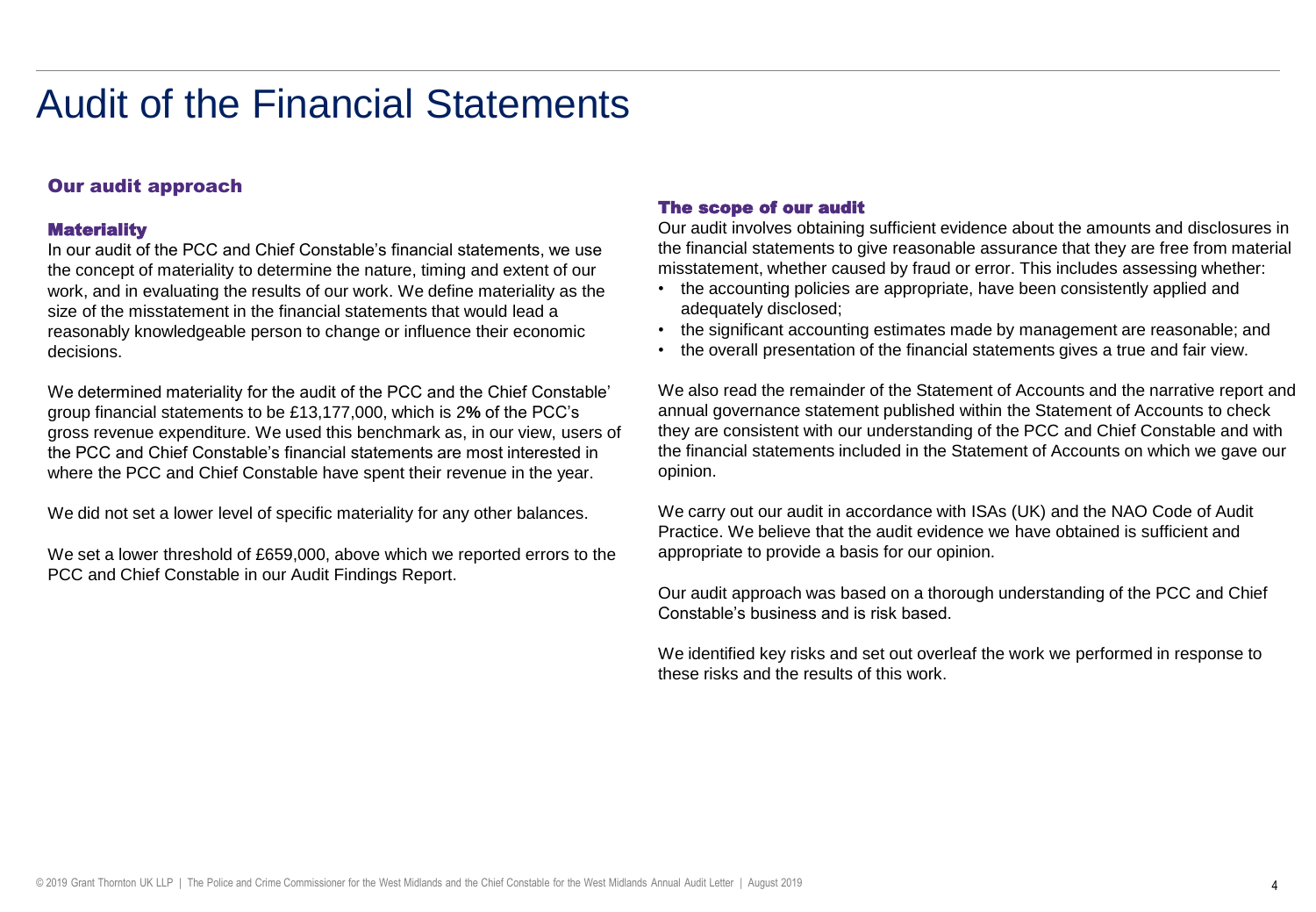# Audit of the Financial Statements

## Our audit approach

### Materiality

In our audit of the PCC and Chief Constable's financial statements, we use the concept of materiality to determine the nature, timing and extent of our work, and in evaluating the results of our work. We define materiality as the size of the misstatement in the financial statements that would lead a reasonably knowledgeable person to change or influence their economic decisions.

We determined materiality for the audit of the PCC and the Chief Constable' group financial statements to be £13,177,000, which is 2**%** of the PCC's gross revenue expenditure. We used this benchmark as, in our view, users of the PCC and Chief Constable's financial statements are most interested in where the PCC and Chief Constable have spent their revenue in the year.

We did not set a lower level of specific materiality for any other balances.

We set a lower threshold of £659,000, above which we reported errors to the PCC and Chief Constable in our Audit Findings Report.

### The scope of our audit

Our audit involves obtaining sufficient evidence about the amounts and disclosures in the financial statements to give reasonable assurance that they are free from material misstatement, whether caused by fraud or error. This includes assessing whether:

- the accounting policies are appropriate, have been consistently applied and adequately disclosed;
- the significant accounting estimates made by management are reasonable; and
- the overall presentation of the financial statements gives a true and fair view.

We also read the remainder of the Statement of Accounts and the narrative report and annual governance statement published within the Statement of Accounts to check they are consistent with our understanding of the PCC and Chief Constable and with the financial statements included in the Statement of Accounts on which we gave our opinion.

We carry out our audit in accordance with ISAs (UK) and the NAO Code of Audit Practice. We believe that the audit evidence we have obtained is sufficient and appropriate to provide a basis for our opinion.

Our audit approach was based on a thorough understanding of the PCC and Chief Constable's business and is risk based.

We identified key risks and set out overleaf the work we performed in response to these risks and the results of this work.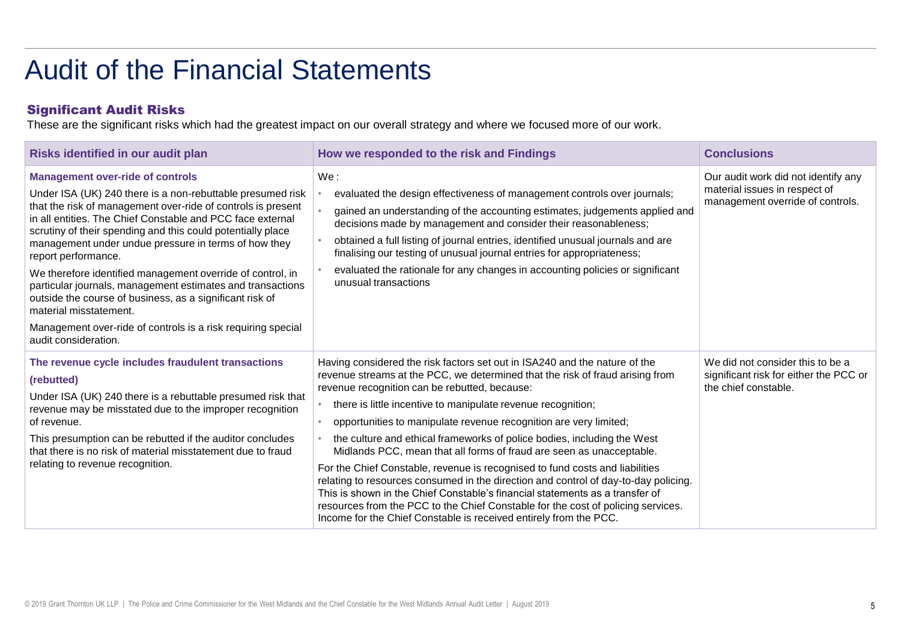# Audit of the Financial Statements

## Significant Audit Risks

These are the significant risks which had the greatest impact on our overall strategy and where we focused more of our work.

| Risks identified in our audit plan | How we responded to the risk and Findings | Conclusions |
|---|---|---|
| **Management over-ride of controls**<br><br>Under ISA (UK) 240 there is a non-rebuttable presumed risk that the risk of management over-ride of controls is present in all entities. The Chief Constable and PCC face external scrutiny of their spending and this could potentially place management under undue pressure in terms of how they report performance.<br><br>We therefore identified management override of control, in particular journals, management estimates and transactions outside the course of business, as a significant risk of material misstatement.<br><br>Management over-ride of controls is a risk requiring special audit consideration. | We :<br>• evaluated the design effectiveness of management controls over journals;<br>• gained an understanding of the accounting estimates, judgements applied and decisions made by management and consider their reasonableness;<br>• obtained a full listing of journal entries, identified unusual journals and are finalising our testing of unusual journal entries for appropriateness;<br>• evaluated the rationale for any changes in accounting policies or significant unusual transactions | Our audit work did not identify any material issues in respect of management override of controls. |
| **The revenue cycle includes fraudulent transactions (rebutted)**<br><br>Under ISA (UK) 240 there is a rebuttable presumed risk that revenue may be misstated due to the improper recognition of revenue.<br><br>This presumption can be rebutted if the auditor concludes that there is no risk of material misstatement due to fraud relating to revenue recognition. | Having considered the risk factors set out in ISA240 and the nature of the revenue streams at the PCC, we determined that the risk of fraud arising from revenue recognition can be rebutted, because:<br>• there is little incentive to manipulate revenue recognition;<br>• opportunities to manipulate revenue recognition are very limited;<br>• the culture and ethical frameworks of police bodies, including the West Midlands PCC, mean that all forms of fraud are seen as unacceptable.<br><br>For the Chief Constable, revenue is recognised to fund costs and liabilities relating to resources consumed in the direction and control of day-to-day policing. This is shown in the Chief Constable's financial statements as a transfer of resources from the PCC to the Chief Constable for the cost of policing services. Income for the Chief Constable is received entirely from the PCC. | We did not consider this to be a significant risk for either the PCC or the chief constable. |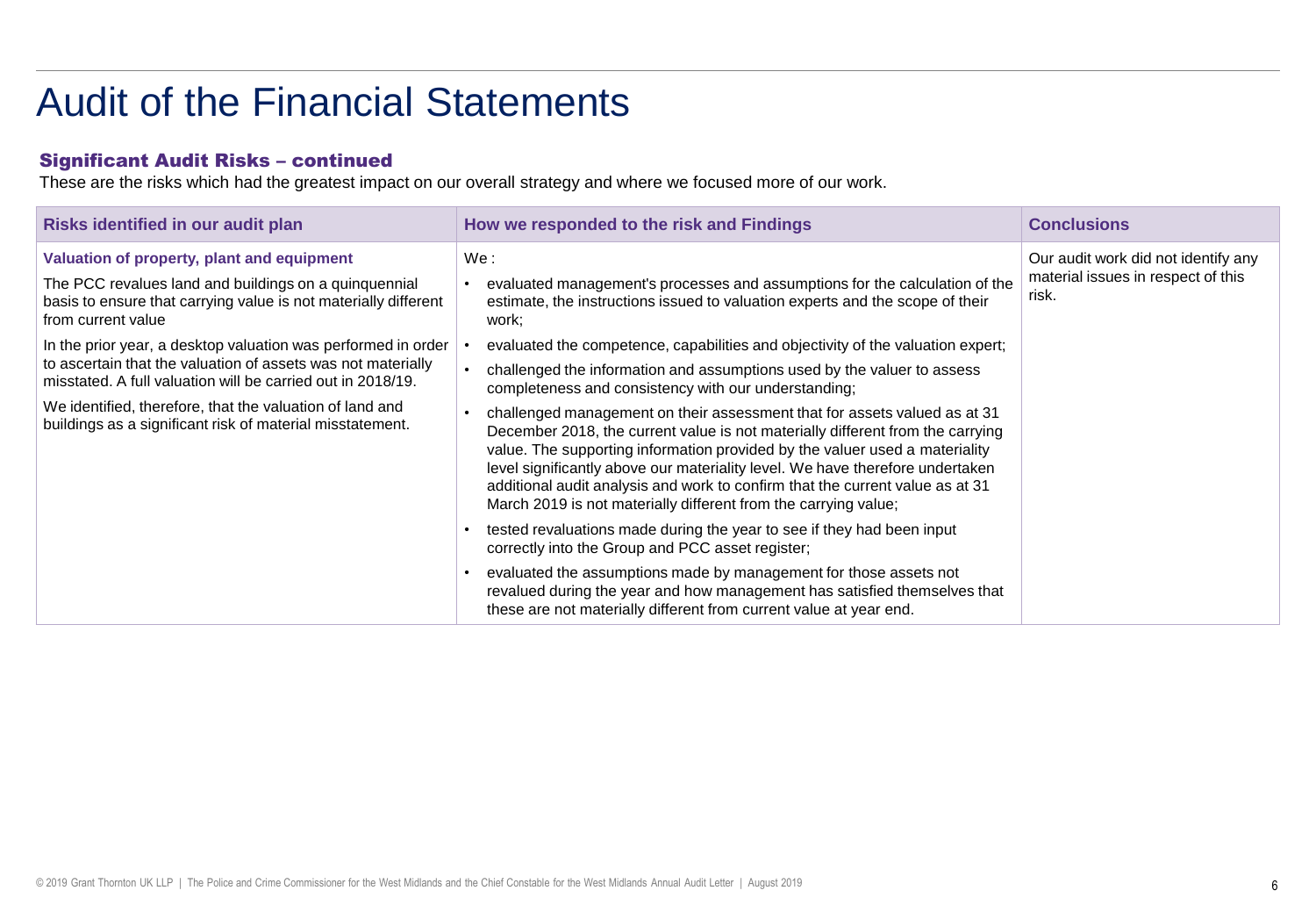# Audit of the Financial Statements

### Significant Audit Risks – continued

These are the risks which had the greatest impact on our overall strategy and where we focused more of our work.

| Risks identified in our audit plan | How we responded to the risk and Findings | Conclusions |
|---|---|---|
| **Valuation of property, plant and equipment**<br><br>The PCC revalues land and buildings on a quinquennial basis to ensure that carrying value is not materially different from current value<br><br>In the prior year, a desktop valuation was performed in order to ascertain that the valuation of assets was not materially misstated. A full valuation will be carried out in 2018/19.<br><br>We identified, therefore, that the valuation of land and buildings as a significant risk of material misstatement. | We :<br>• evaluated management's processes and assumptions for the calculation of the estimate, the instructions issued to valuation experts and the scope of their work;<br>• evaluated the competence, capabilities and objectivity of the valuation expert;<br>• challenged the information and assumptions used by the valuer to assess completeness and consistency with our understanding;<br>• challenged management on their assessment that for assets valued as at 31 December 2018, the current value is not materially different from the carrying value. The supporting information provided by the valuer used a materiality level significantly above our materiality level. We have therefore undertaken additional audit analysis and work to confirm that the current value as at 31 March 2019 is not materially different from the carrying value;<br>• tested revaluations made during the year to see if they had been input correctly into the Group and PCC asset register;<br>• evaluated the assumptions made by management for those assets not revalued during the year and how management has satisfied themselves that these are not materially different from current value at year end. | Our audit work did not identify any material issues in respect of this risk. |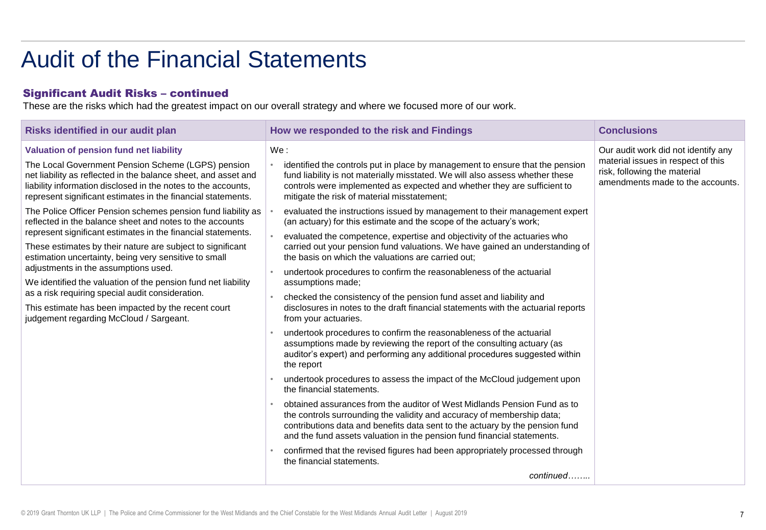# Audit of the Financial Statements

### Significant Audit Risks – continued

These are the risks which had the greatest impact on our overall strategy and where we focused more of our work.

| Risks identified in our audit plan | How we responded to the risk and Findings | Conclusions |
|---|---|---|
| **Valuation of pension fund net liability**<br><br>The Local Government Pension Scheme (LGPS) pension net liability as reflected in the balance sheet, and asset and liability information disclosed in the notes to the accounts, represent significant estimates in the financial statements.<br><br>The Police Officer Pension schemes pension fund liability as reflected in the balance sheet and notes to the accounts represent significant estimates in the financial statements.<br><br>These estimates by their nature are subject to significant estimation uncertainty, being very sensitive to small adjustments in the assumptions used.<br><br>We identified the valuation of the pension fund net liability as a risk requiring special audit consideration.<br><br>This estimate has been impacted by the recent court judgement regarding McCloud / Sargeant. | We :<br><br>• identified the controls put in place by management to ensure that the pension fund liability is not materially misstated. We will also assess whether these controls were implemented as expected and whether they are sufficient to mitigate the risk of material misstatement;<br>• evaluated the instructions issued by management to their management expert (an actuary) for this estimate and the scope of the actuary's work;<br>• evaluated the competence, expertise and objectivity of the actuaries who carried out your pension fund valuations. We have gained an understanding of the basis on which the valuations are carried out;<br>• undertook procedures to confirm the reasonableness of the actuarial assumptions made;<br>• checked the consistency of the pension fund asset and liability and disclosures in notes to the draft financial statements with the actuarial reports from your actuaries.<br>• undertook procedures to confirm the reasonableness of the actuarial assumptions made by reviewing the report of the consulting actuary (as auditor's expert) and performing any additional procedures suggested within the report<br>• undertook procedures to assess the impact of the McCloud judgement upon the financial statements.<br>• obtained assurances from the auditor of West Midlands Pension Fund as to the controls surrounding the validity and accuracy of membership data; contributions data and benefits data sent to the actuary by the pension fund and the fund assets valuation in the pension fund financial statements.<br>• confirmed that the revised figures had been appropriately processed through the financial statements.<br><br>*continued……..* | Our audit work did not identify any material issues in respect of this risk, following the material amendments made to the accounts. |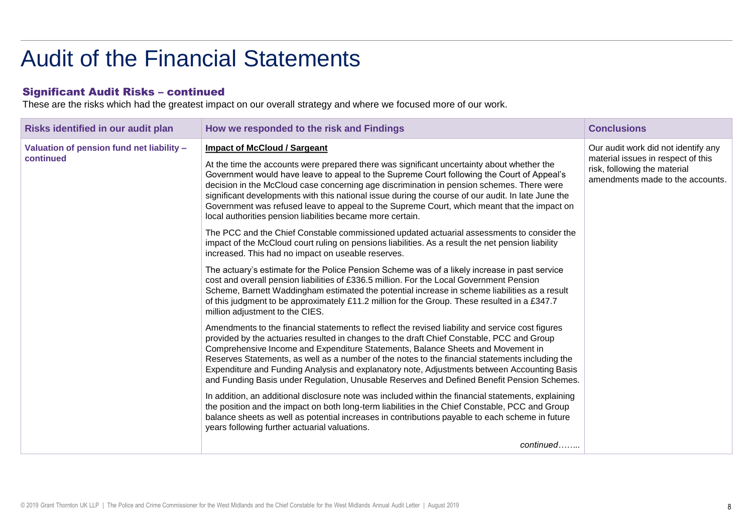# Audit of the Financial Statements

### Significant Audit Risks – continued

These are the risks which had the greatest impact on our overall strategy and where we focused more of our work.

| Risks identified in our audit plan | How we responded to the risk and Findings | Conclusions |
|---|---|---|
| **Valuation of pension fund net liability – continued** | **Impact of McCloud / Sargeant**<br><br>At the time the accounts were prepared there was significant uncertainty about whether the Government would have leave to appeal to the Supreme Court following the Court of Appeal's decision in the McCloud case concerning age discrimination in pension schemes. There were significant developments with this national issue during the course of our audit. In late June the Government was refused leave to appeal to the Supreme Court, which meant that the impact on local authorities pension liabilities became more certain.<br><br>The PCC and the Chief Constable commissioned updated actuarial assessments to consider the impact of the McCloud court ruling on pensions liabilities. As a result the net pension liability increased. This had no impact on useable reserves.<br><br>The actuary's estimate for the Police Pension Scheme was of a likely increase in past service cost and overall pension liabilities of £336.5 million. For the Local Government Pension Scheme, Barnett Waddingham estimated the potential increase in scheme liabilities as a result of this judgment to be approximately £11.2 million for the Group. These resulted in a £347.7 million adjustment to the CIES.<br><br>Amendments to the financial statements to reflect the revised liability and service cost figures provided by the actuaries resulted in changes to the draft Chief Constable, PCC and Group Comprehensive Income and Expenditure Statements, Balance Sheets and Movement in Reserves Statements, as well as a number of the notes to the financial statements including the Expenditure and Funding Analysis and explanatory note, Adjustments between Accounting Basis and Funding Basis under Regulation, Unusable Reserves and Defined Benefit Pension Schemes.<br><br>In addition, an additional disclosure note was included within the financial statements, explaining the position and the impact on both long-term liabilities in the Chief Constable, PCC and Group balance sheets as well as potential increases in contributions payable to each scheme in future years following further actuarial valuations.<br><br>*continued……..* | Our audit work did not identify any material issues in respect of this risk, following the material amendments made to the accounts. |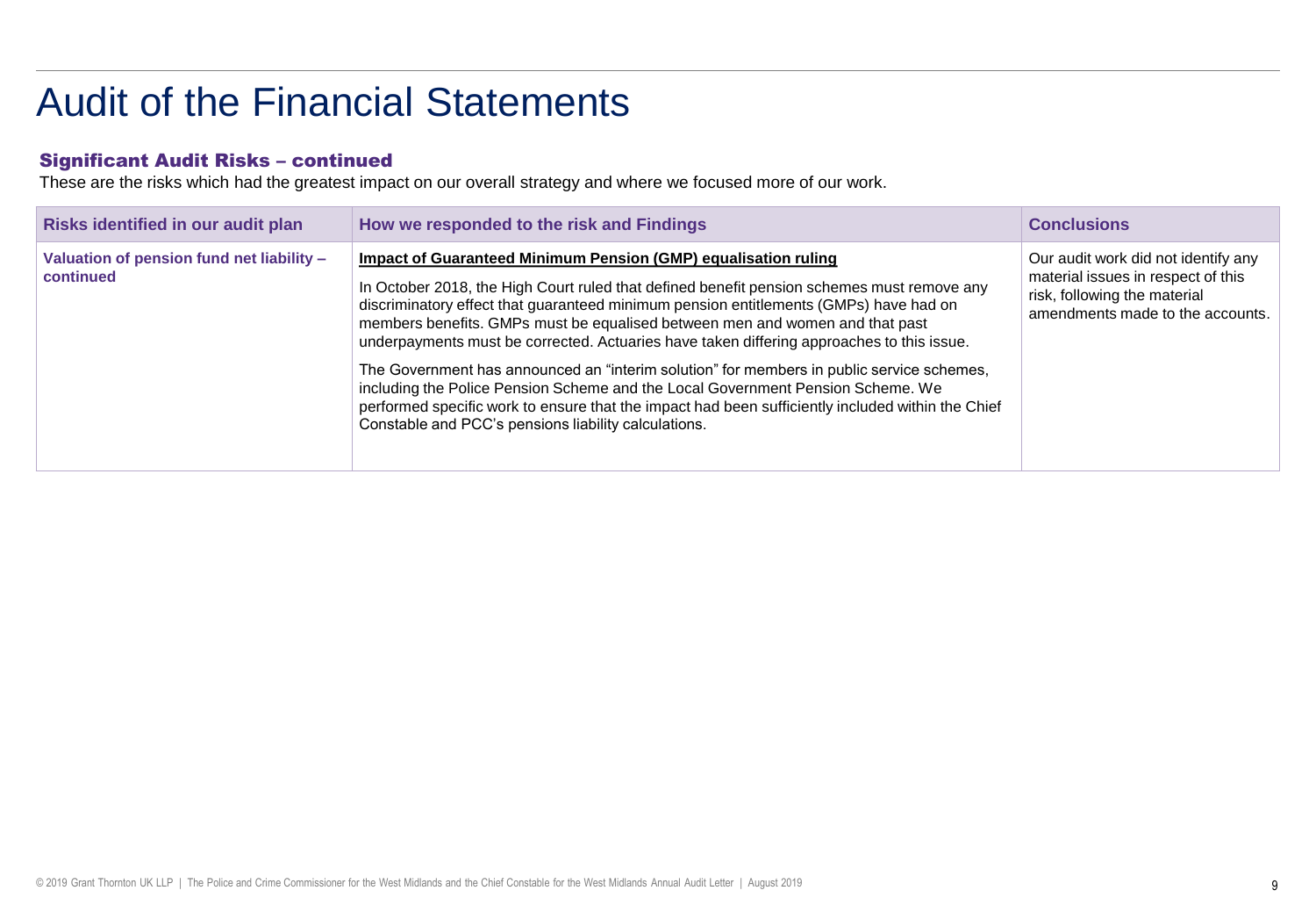# Audit of the Financial Statements

## Significant Audit Risks – continued

These are the risks which had the greatest impact on our overall strategy and where we focused more of our work.

| Risks identified in our audit plan | How we responded to the risk and Findings | Conclusions |
| --- | --- | --- |
| **Valuation of pension fund net liability – continued** | **Impact of Guaranteed Minimum Pension (GMP) equalisation ruling**<br><br>In October 2018, the High Court ruled that defined benefit pension schemes must remove any discriminatory effect that guaranteed minimum pension entitlements (GMPs) have had on members benefits. GMPs must be equalised between men and women and that past underpayments must be corrected. Actuaries have taken differing approaches to this issue.<br><br>The Government has announced an "interim solution" for members in public service schemes, including the Police Pension Scheme and the Local Government Pension Scheme. We performed specific work to ensure that the impact had been sufficiently included within the Chief Constable and PCC's pensions liability calculations. | Our audit work did not identify any material issues in respect of this risk, following the material amendments made to the accounts. |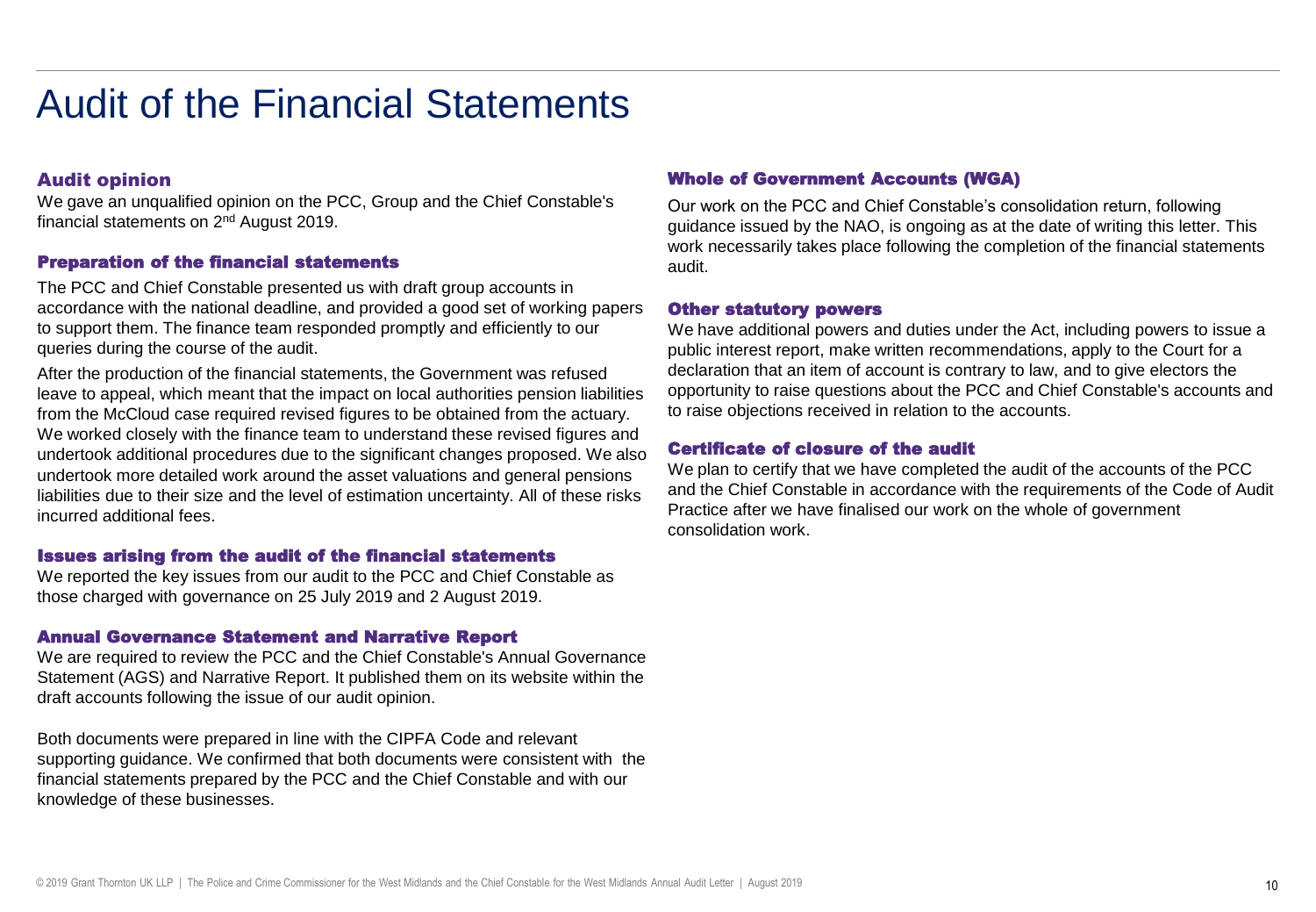# Audit of the Financial Statements

### Audit opinion

We gave an unqualified opinion on the PCC, Group and the Chief Constable's financial statements on 2nd August 2019.

### Preparation of the financial statements

The PCC and Chief Constable presented us with draft group accounts in accordance with the national deadline, and provided a good set of working papers to support them. The finance team responded promptly and efficiently to our queries during the course of the audit.

After the production of the financial statements, the Government was refused leave to appeal, which meant that the impact on local authorities pension liabilities from the McCloud case required revised figures to be obtained from the actuary. We worked closely with the finance team to understand these revised figures and undertook additional procedures due to the significant changes proposed. We also undertook more detailed work around the asset valuations and general pensions liabilities due to their size and the level of estimation uncertainty. All of these risks incurred additional fees.

### Issues arising from the audit of the financial statements

We reported the key issues from our audit to the PCC and Chief Constable as those charged with governance on 25 July 2019 and 2 August 2019.

### Annual Governance Statement and Narrative Report

We are required to review the PCC and the Chief Constable's Annual Governance Statement (AGS) and Narrative Report. It published them on its website within the draft accounts following the issue of our audit opinion.

Both documents were prepared in line with the CIPFA Code and relevant supporting guidance. We confirmed that both documents were consistent with the financial statements prepared by the PCC and the Chief Constable and with our knowledge of these businesses.

### Whole of Government Accounts (WGA)

Our work on the PCC and Chief Constable's consolidation return, following guidance issued by the NAO, is ongoing as at the date of writing this letter. This work necessarily takes place following the completion of the financial statements audit.

### Other statutory powers

We have additional powers and duties under the Act, including powers to issue a public interest report, make written recommendations, apply to the Court for a declaration that an item of account is contrary to law, and to give electors the opportunity to raise questions about the PCC and Chief Constable's accounts and to raise objections received in relation to the accounts.

### Certificate of closure of the audit

We plan to certify that we have completed the audit of the accounts of the PCC and the Chief Constable in accordance with the requirements of the Code of Audit Practice after we have finalised our work on the whole of government consolidation work.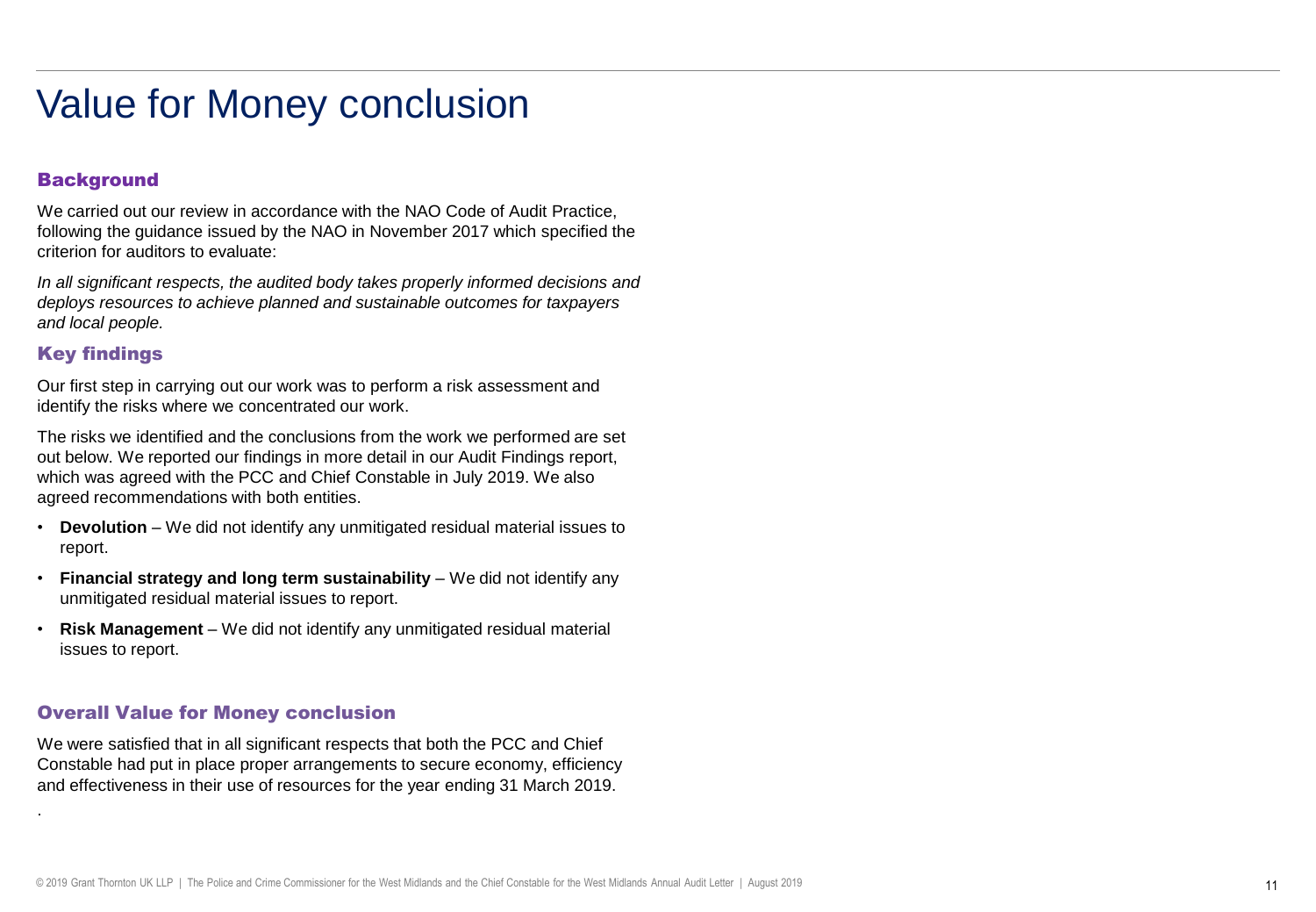# Value for Money conclusion

## Background

We carried out our review in accordance with the NAO Code of Audit Practice, following the guidance issued by the NAO in November 2017 which specified the criterion for auditors to evaluate:

*In all significant respects, the audited body takes properly informed decisions and deploys resources to achieve planned and sustainable outcomes for taxpayers and local people.*

## Key findings

Our first step in carrying out our work was to perform a risk assessment and identify the risks where we concentrated our work.

The risks we identified and the conclusions from the work we performed are set out below. We reported our findings in more detail in our Audit Findings report, which was agreed with the PCC and Chief Constable in July 2019. We also agreed recommendations with both entities.

- **Devolution** – We did not identify any unmitigated residual material issues to report.
- **Financial strategy and long term sustainability** – We did not identify any unmitigated residual material issues to report.
- **Risk Management** – We did not identify any unmitigated residual material issues to report.

## Overall Value for Money conclusion

We were satisfied that in all significant respects that both the PCC and Chief Constable had put in place proper arrangements to secure economy, efficiency and effectiveness in their use of resources for the year ending 31 March 2019.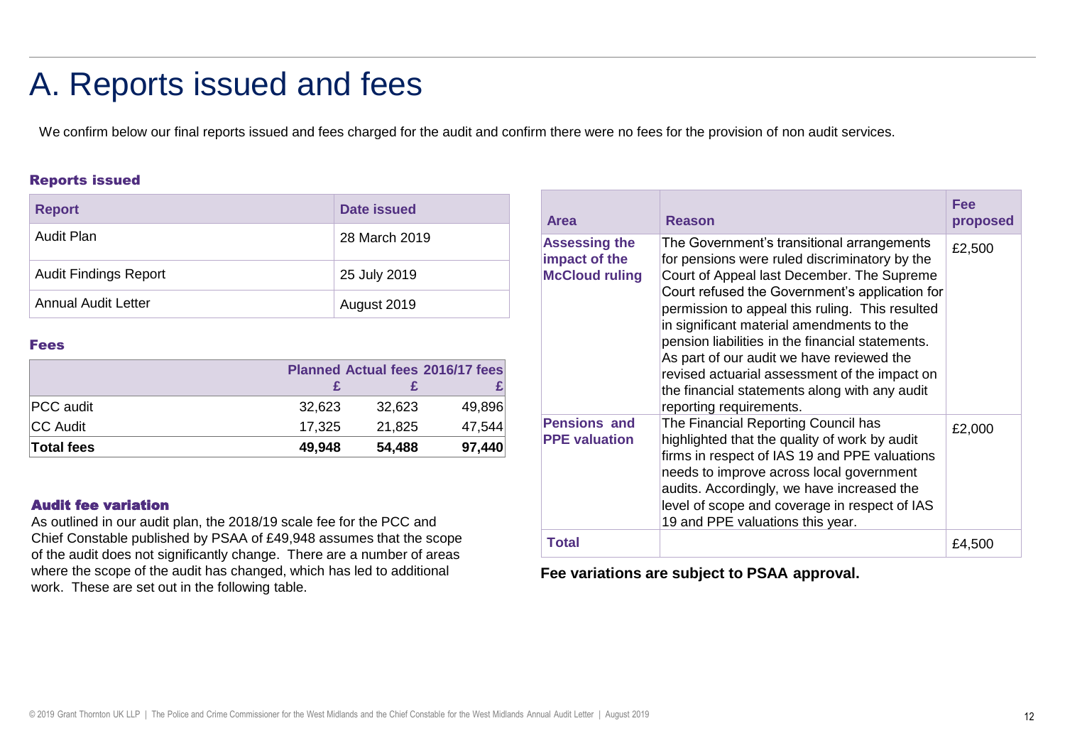# A. Reports issued and fees

We confirm below our final reports issued and fees charged for the audit and confirm there were no fees for the provision of non audit services.

### Reports issued

| Report | Date issued |
|---|---|
| Audit Plan | 28 March 2019 |
| Audit Findings Report | 25 July 2019 |
| Annual Audit Letter | August 2019 |

### Fees

| | Planned £ | Actual fees £ | 2016/17 fees £ |
|---|---|---|---|
| PCC audit | 32,623 | 32,623 | 49,896 |
| CC Audit | 17,325 | 21,825 | 47,544 |
| **Total fees** | **49,948** | **54,488** | **97,440** |

### Audit fee variation

As outlined in our audit plan, the 2018/19 scale fee for the PCC and Chief Constable published by PSAA of £49,948 assumes that the scope of the audit does not significantly change. There are a number of areas where the scope of the audit has changed, which has led to additional work. These are set out in the following table.

| Area | Reason | Fee proposed |
|---|---|---|
| **Assessing the impact of the McCloud ruling** | The Government's transitional arrangements for pensions were ruled discriminatory by the Court of Appeal last December. The Supreme Court refused the Government's application for permission to appeal this ruling. This resulted in significant material amendments to the pension liabilities in the financial statements. As part of our audit we have reviewed the revised actuarial assessment of the impact on the financial statements along with any audit reporting requirements. | £2,500 |
| **Pensions and PPE valuation** | The Financial Reporting Council has highlighted that the quality of work by audit firms in respect of IAS 19 and PPE valuations needs to improve across local government audits. Accordingly, we have increased the level of scope and coverage in respect of IAS 19 and PPE valuations this year. | £2,000 |
| **Total** | | £4,500 |

**Fee variations are subject to PSAA approval.**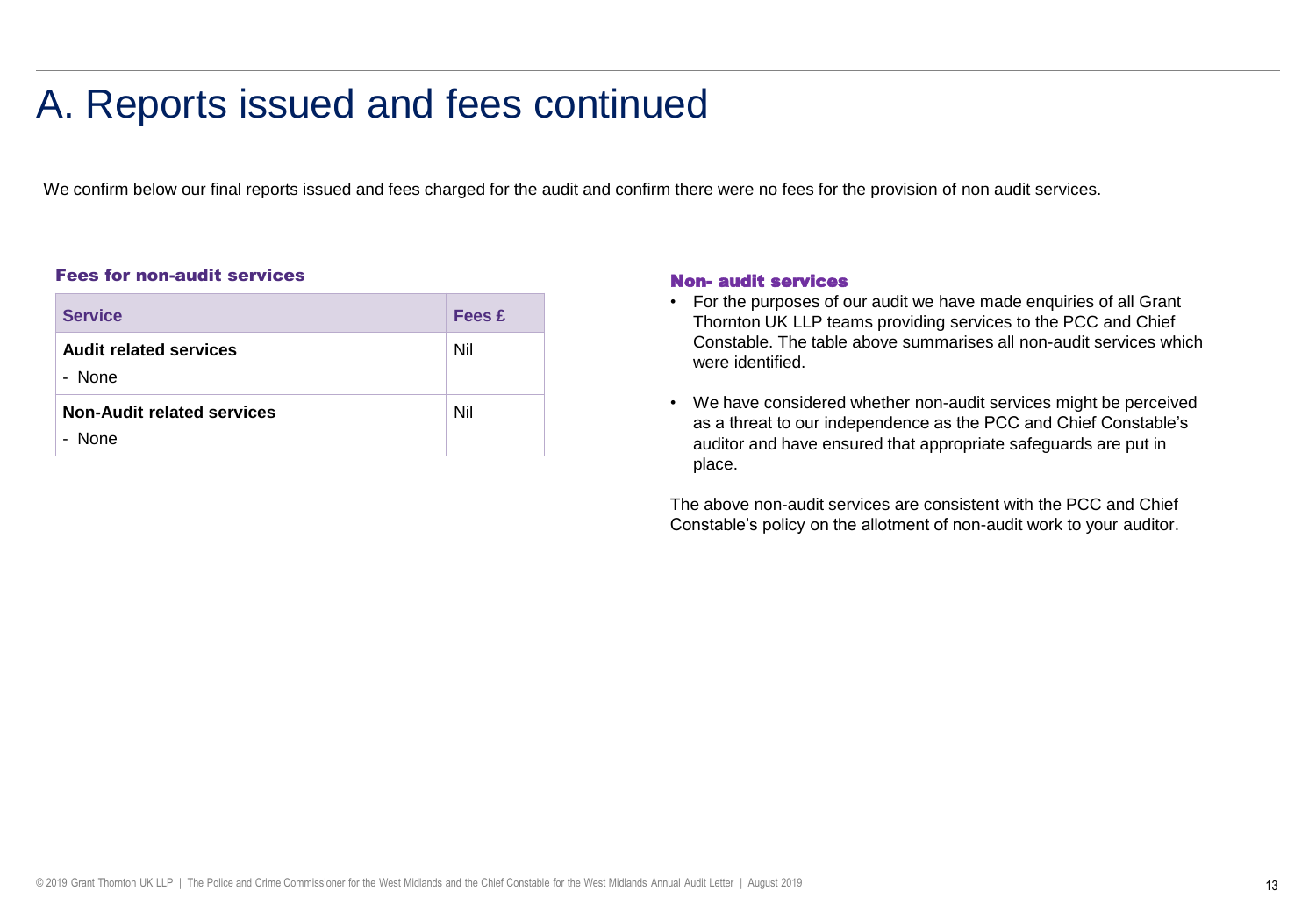# A. Reports issued and fees continued

We confirm below our final reports issued and fees charged for the audit and confirm there were no fees for the provision of non audit services.

### Fees for non-audit services

| Service | Fees £ |
| --- | --- |
| **Audit related services**<br>- None | Nil |
| **Non-Audit related services**<br>- None | Nil |

### Non- audit services

- For the purposes of our audit we have made enquiries of all Grant Thornton UK LLP teams providing services to the PCC and Chief Constable. The table above summarises all non-audit services which were identified.
- We have considered whether non-audit services might be perceived as a threat to our independence as the PCC and Chief Constable's auditor and have ensured that appropriate safeguards are put in place.

The above non-audit services are consistent with the PCC and Chief Constable's policy on the allotment of non-audit work to your auditor.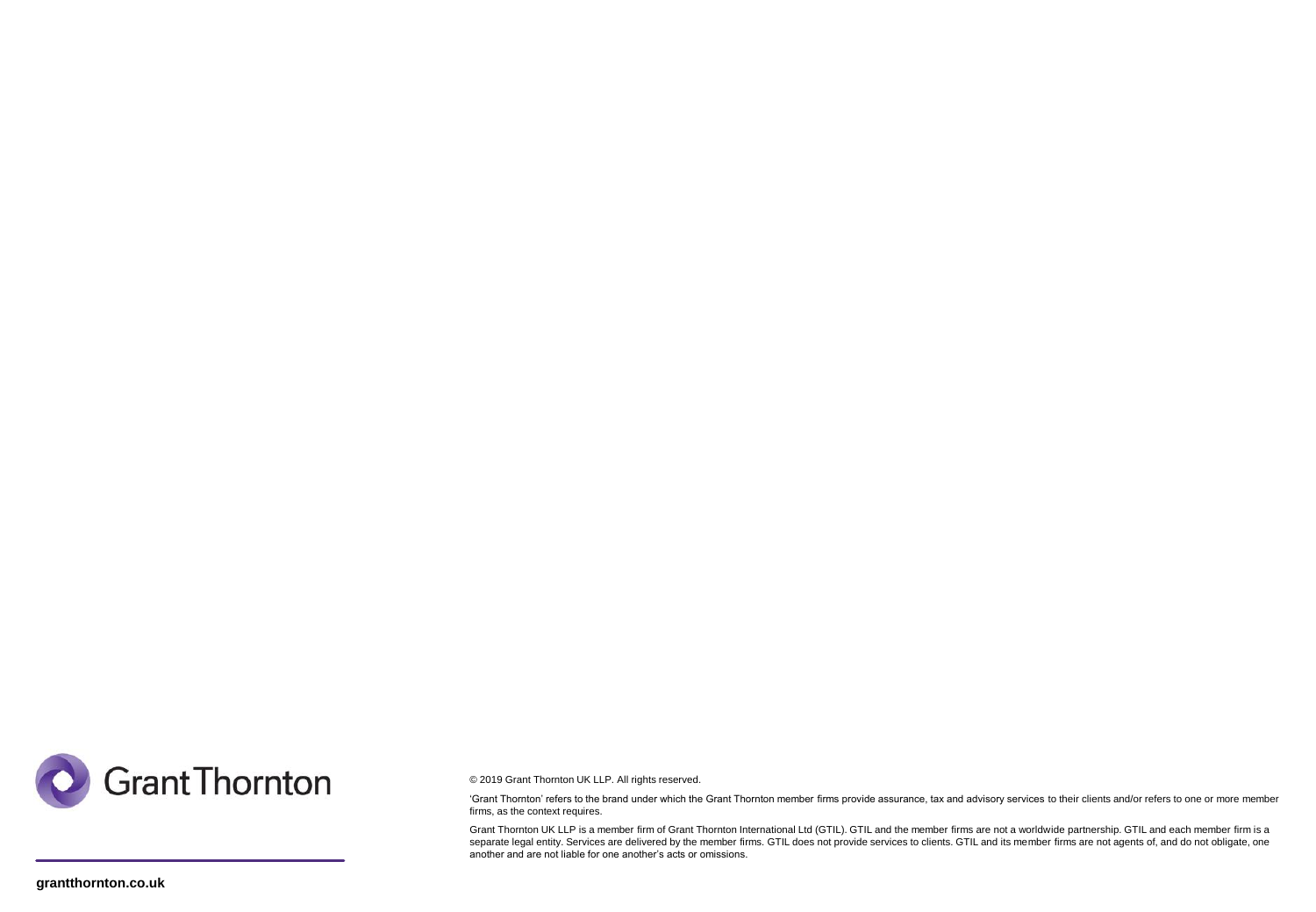Grant Thornton

© 2019 Grant Thornton UK LLP. All rights reserved.

'Grant Thornton' refers to the brand under which the Grant Thornton member firms provide assurance, tax and advisory services to their clients and/or refers to one or more member firms, as the context requires.

Grant Thornton UK LLP is a member firm of Grant Thornton International Ltd (GTIL). GTIL and the member firms are not a worldwide partnership. GTIL and each member firm is a separate legal entity. Services are delivered by the member firms. GTIL does not provide services to clients. GTIL and its member firms are not agents of, and do not obligate, one another and are not liable for one another's acts or omissions.

**grantthornton.co.uk**